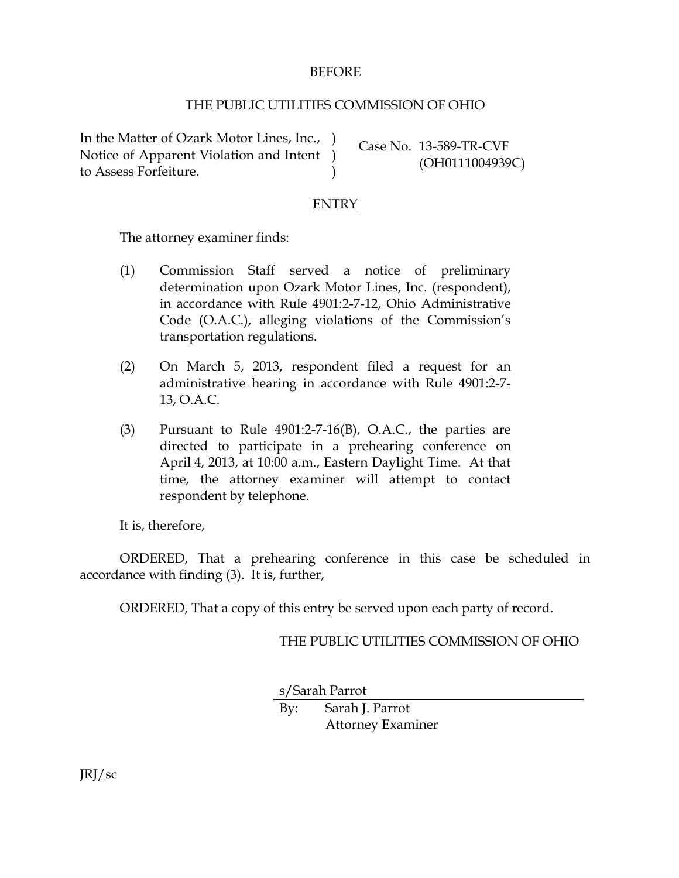BEFORE

THE PUBLIC UTILITIES COMMISSION OF OHIO

In the Matter of Ozark Motor Lines, Inc., Notice of Apparent Violation and Intent to Assess Forfeiture. )
)
)

Case No. 13-589-TR-CVF
(OH0111004939C)

ENTRY

The attorney examiner finds:

(1) Commission Staff served a notice of preliminary determination upon Ozark Motor Lines, Inc. (respondent), in accordance with Rule 4901:2-7-12, Ohio Administrative Code (O.A.C.), alleging violations of the Commission's transportation regulations.

(2) On March 5, 2013, respondent filed a request for an administrative hearing in accordance with Rule 4901:2-7-13, O.A.C.

(3) Pursuant to Rule 4901:2-7-16(B), O.A.C., the parties are directed to participate in a prehearing conference on April 4, 2013, at 10:00 a.m., Eastern Daylight Time. At that time, the attorney examiner will attempt to contact respondent by telephone.

It is, therefore,

ORDERED, That a prehearing conference in this case be scheduled in accordance with finding (3). It is, further,

ORDERED, That a copy of this entry be served upon each party of record.

THE PUBLIC UTILITIES COMMISSION OF OHIO

s/Sarah Parrot

By: Sarah J. Parrot
Attorney Examiner

JRJ/sc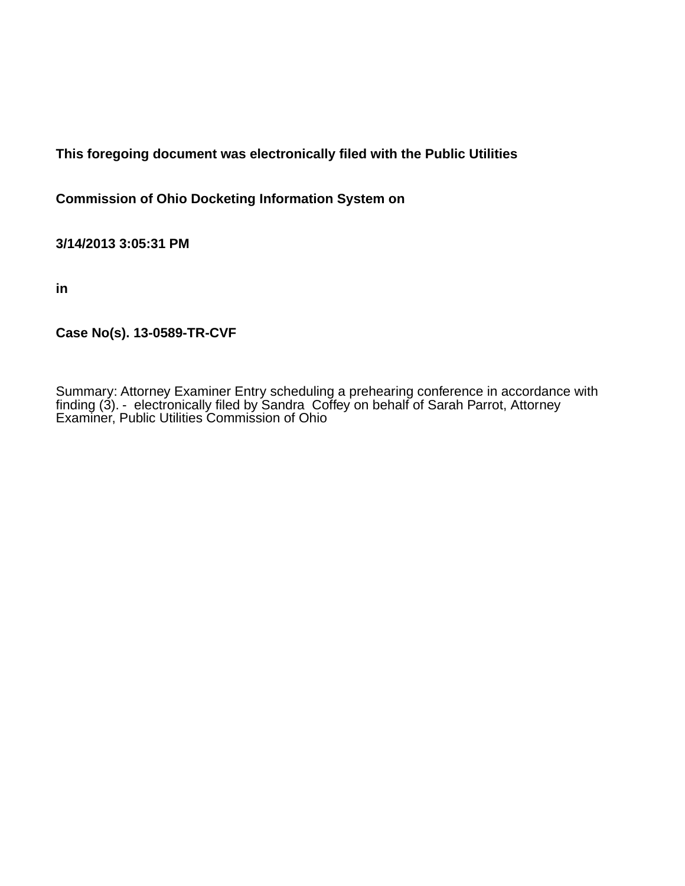**This foregoing document was electronically filed with the Public Utilities**

**Commission of Ohio Docketing Information System on**

**3/14/2013 3:05:31 PM**

**in**

**Case No(s). 13-0589-TR-CVF**

Summary: Attorney Examiner Entry scheduling a prehearing conference in accordance with finding (3). - electronically filed by Sandra Coffey on behalf of Sarah Parrot, Attorney Examiner, Public Utilities Commission of Ohio